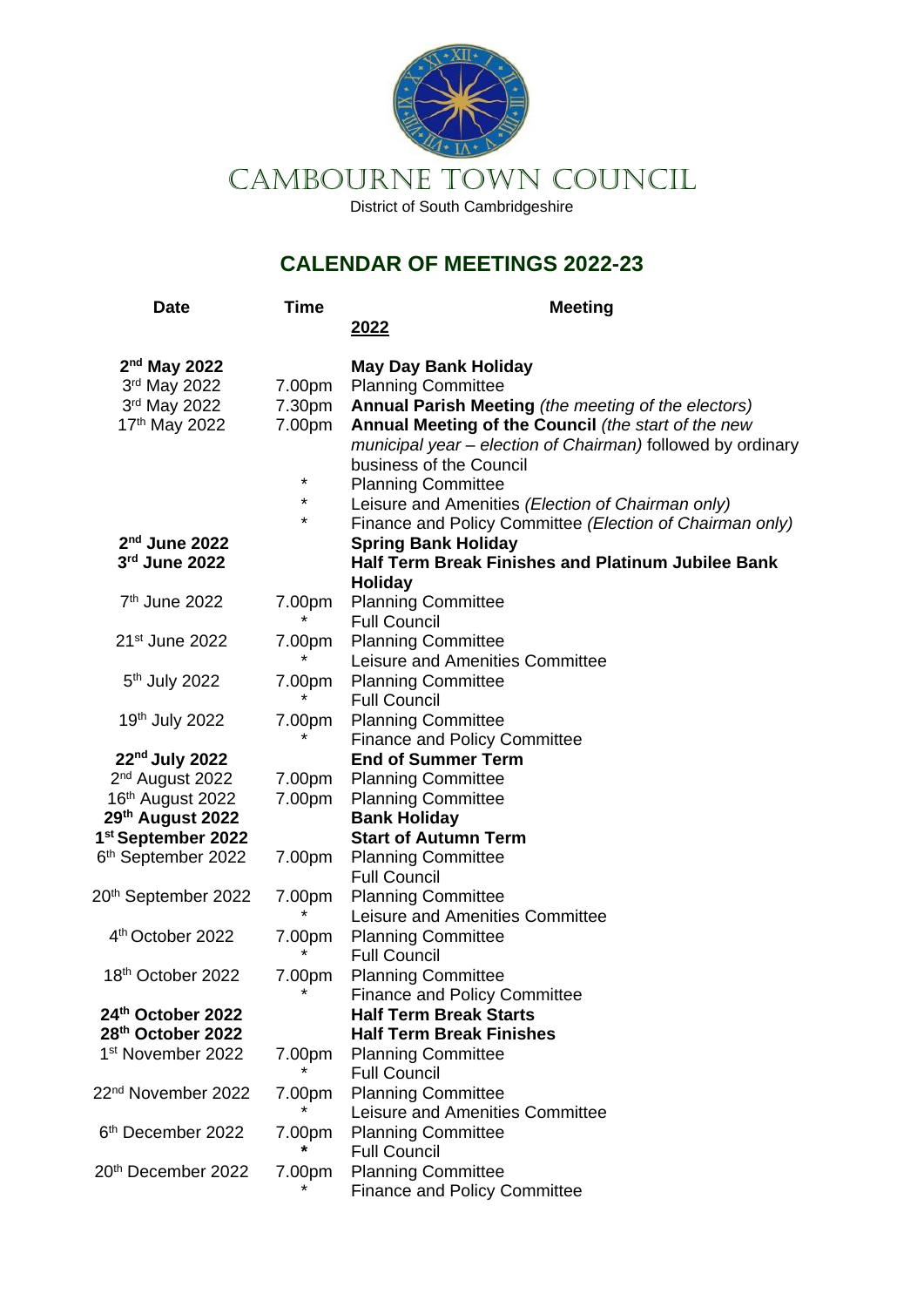# CAMBOURNE TOWN COUNCIL

District of South Cambridgeshire

## CALENDAR OF MEETINGS 2022-23

| Date | Time | Meeting |
|---|---|---|
| | | **2022** |
| **2nd May 2022** | | **May Day Bank Holiday** |
| 3rd May 2022 | 7.00pm | Planning Committee |
| 3rd May 2022 | 7.30pm | **Annual Parish Meeting** *(the meeting of the electors)* |
| 17th May 2022 | 7.00pm | **Annual Meeting of the Council** *(the start of the new municipal year – election of Chairman)* followed by ordinary business of the Council |
| | * | Planning Committee |
| | * | Leisure and Amenities *(Election of Chairman only)* |
| | * | Finance and Policy Committee *(Election of Chairman only)* |
| **2nd June 2022** | | **Spring Bank Holiday** |
| **3rd June 2022** | | **Half Term Break Finishes and Platinum Jubilee Bank Holiday** |
| 7th June 2022 | 7.00pm | Planning Committee |
| | * | Full Council |
| 21st June 2022 | 7.00pm | Planning Committee |
| | * | Leisure and Amenities Committee |
| 5th July 2022 | 7.00pm | Planning Committee |
| | * | Full Council |
| 19th July 2022 | 7.00pm | Planning Committee |
| | * | Finance and Policy Committee |
| **22nd July 2022** | | **End of Summer Term** |
| 2nd August 2022 | 7.00pm | Planning Committee |
| 16th August 2022 | 7.00pm | Planning Committee |
| **29th August 2022** | | **Bank Holiday** |
| **1st September 2022** | | **Start of Autumn Term** |
| 6th September 2022 | 7.00pm | Planning Committee |
| | | Full Council |
| 20th September 2022 | 7.00pm | Planning Committee |
| | * | Leisure and Amenities Committee |
| 4th October 2022 | 7.00pm | Planning Committee |
| | * | Full Council |
| 18th October 2022 | 7.00pm | Planning Committee |
| | * | Finance and Policy Committee |
| **24th October 2022** | | **Half Term Break Starts** |
| **28th October 2022** | | **Half Term Break Finishes** |
| 1st November 2022 | 7.00pm | Planning Committee |
| | * | Full Council |
| 22nd November 2022 | 7.00pm | Planning Committee |
| | * | Leisure and Amenities Committee |
| 6th December 2022 | 7.00pm | Planning Committee |
| | * | Full Council |
| 20th December 2022 | 7.00pm | Planning Committee |
| | * | Finance and Policy Committee |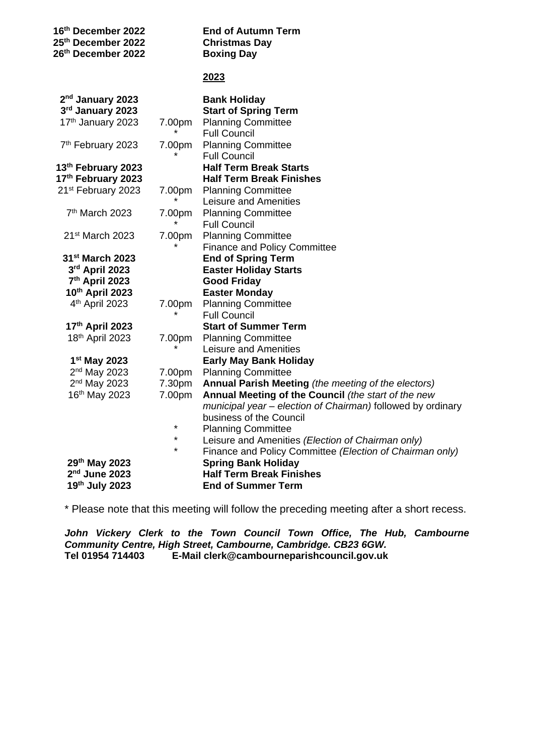| | | |
|---|---|---|
| **16th December 2022** | | **End of Autumn Term** |
| **25th December 2022** | | **Christmas Day** |
| **26th December 2022** | | **Boxing Day** |

**2023**

| | | |
|---|---|---|
| **2nd January 2023** | | **Bank Holiday** |
| **3rd January 2023** | | **Start of Spring Term** |
| 17th January 2023 | 7.00pm | Planning Committee |
| | * | Full Council |
| 7th February 2023 | 7.00pm | Planning Committee |
| | * | Full Council |
| **13th February 2023** | | **Half Term Break Starts** |
| **17th February 2023** | | **Half Term Break Finishes** |
| 21st February 2023 | 7.00pm | Planning Committee |
| | * | Leisure and Amenities |
| 7th March 2023 | 7.00pm | Planning Committee |
| | * | Full Council |
| 21st March 2023 | 7.00pm | Planning Committee |
| | * | Finance and Policy Committee |
| **31st March 2023** | | **End of Spring Term** |
| **3rd April 2023** | | **Easter Holiday Starts** |
| **7th April 2023** | | **Good Friday** |
| **10th April 2023** | | **Easter Monday** |
| 4th April 2023 | 7.00pm | Planning Committee |
| | * | Full Council |
| **17th April 2023** | | **Start of Summer Term** |
| 18th April 2023 | 7.00pm | Planning Committee |
| | * | Leisure and Amenities |
| **1st May 2023** | | **Early May Bank Holiday** |
| 2nd May 2023 | 7.00pm | Planning Committee |
| 2nd May 2023 | 7.30pm | **Annual Parish Meeting** *(the meeting of the electors)* |
| 16th May 2023 | 7.00pm | **Annual Meeting of the Council** *(the start of the new municipal year – election of Chairman)* followed by ordinary business of the Council |
| | * | Planning Committee |
| | * | Leisure and Amenities *(Election of Chairman only)* |
| | * | Finance and Policy Committee *(Election of Chairman only)* |
| **29th May 2023** | | **Spring Bank Holiday** |
| **2nd June 2023** | | **Half Term Break Finishes** |
| **19th July 2023** | | **End of Summer Term** |

* Please note that this meeting will follow the preceding meeting after a short recess.

***John Vickery Clerk to the Town Council Town Office, The Hub, Cambourne Community Centre, High Street, Cambourne, Cambridge. CB23 6GW.***
**Tel 01954 714403 E-Mail clerk@cambourneparishcouncil.gov.uk**